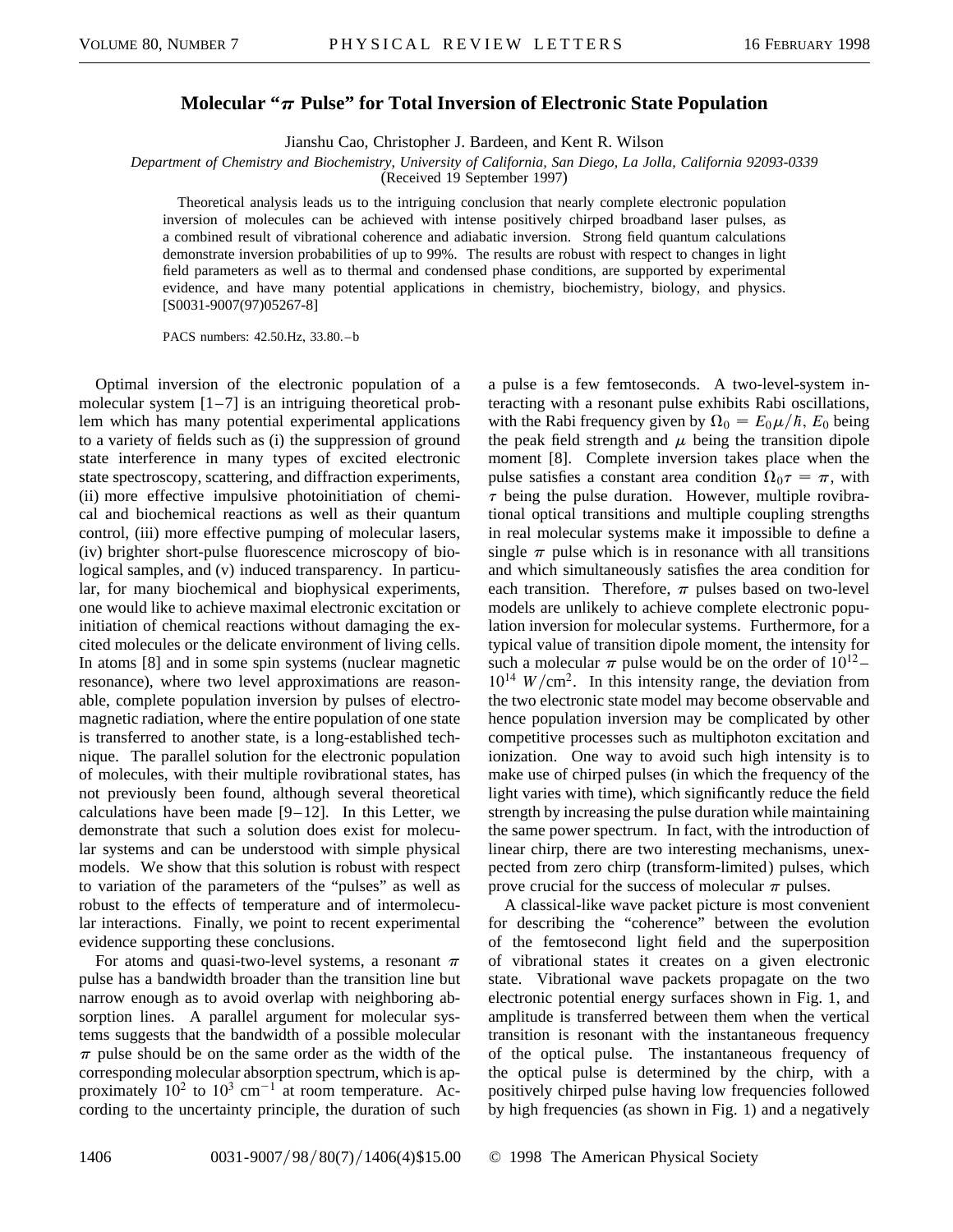# Molecular "$\pi$ Pulse" for Total Inversion of Electronic State Population

Jianshu Cao, Christopher J. Bardeen, and Kent R. Wilson

*Department of Chemistry and Biochemistry, University of California, San Diego, La Jolla, California 92093-0339*

(Received 19 September 1997)

Theoretical analysis leads us to the intriguing conclusion that nearly complete electronic population inversion of molecules can be achieved with intense positively chirped broadband laser pulses, as a combined result of vibrational coherence and adiabatic inversion. Strong field quantum calculations demonstrate inversion probabilities of up to 99%. The results are robust with respect to changes in light field parameters as well as to thermal and condensed phase conditions, are supported by experimental evidence, and have many potential applications in chemistry, biochemistry, biology, and physics. [S0031-9007(97)05267-8]

PACS numbers: 42.50.Hz, 33.80.–b

Optimal inversion of the electronic population of a molecular system [1–7] is an intriguing theoretical problem which has many potential experimental applications to a variety of fields such as (i) the suppression of ground state interference in many types of excited electronic state spectroscopy, scattering, and diffraction experiments, (ii) more effective impulsive photoinitiation of chemical and biochemical reactions as well as their quantum control, (iii) more effective pumping of molecular lasers, (iv) brighter short-pulse fluorescence microscopy of biological samples, and (v) induced transparency. In particular, for many biochemical and biophysical experiments, one would like to achieve maximal electronic excitation or initiation of chemical reactions without damaging the excited molecules or the delicate environment of living cells. In atoms [8] and in some spin systems (nuclear magnetic resonance), where two level approximations are reasonable, complete population inversion by pulses of electromagnetic radiation, where the entire population of one state is transferred to another state, is a long-established technique. The parallel solution for the electronic population of molecules, with their multiple rovibrational states, has not previously been found, although several theoretical calculations have been made [9–12]. In this Letter, we demonstrate that such a solution does exist for molecular systems and can be understood with simple physical models. We show that this solution is robust with respect to variation of the parameters of the "pulses" as well as robust to the effects of temperature and of intermolecular interactions. Finally, we point to recent experimental evidence supporting these conclusions.

For atoms and quasi-two-level systems, a resonant $\pi$ pulse has a bandwidth broader than the transition line but narrow enough as to avoid overlap with neighboring absorption lines. A parallel argument for molecular systems suggests that the bandwidth of a possible molecular $\pi$ pulse should be on the same order as the width of the corresponding molecular absorption spectrum, which is approximately $10^2$ to $10^3$ cm$^{-1}$ at room temperature. According to the uncertainty principle, the duration of such a pulse is a few femtoseconds. A two-level-system interacting with a resonant pulse exhibits Rabi oscillations, with the Rabi frequency given by $\Omega_0 = E_0\mu/\hbar$, $E_0$ being the peak field strength and $\mu$ being the transition dipole moment [8]. Complete inversion takes place when the pulse satisfies a constant area condition $\Omega_0\tau = \pi$, with $\tau$ being the pulse duration. However, multiple rovibrational optical transitions and multiple coupling strengths in real molecular systems make it impossible to define a single $\pi$ pulse which is in resonance with all transitions and which simultaneously satisfies the area condition for each transition. Therefore, $\pi$ pulses based on two-level models are unlikely to achieve complete electronic population inversion for molecular systems. Furthermore, for a typical value of transition dipole moment, the intensity for such a molecular $\pi$ pulse would be on the order of $10^{12}$–$10^{14}$ $W/\text{cm}^2$. In this intensity range, the deviation from the two electronic state model may become observable and hence population inversion may be complicated by other competitive processes such as multiphoton excitation and ionization. One way to avoid such high intensity is to make use of chirped pulses (in which the frequency of the light varies with time), which significantly reduce the field strength by increasing the pulse duration while maintaining the same power spectrum. In fact, with the introduction of linear chirp, there are two interesting mechanisms, unexpected from zero chirp (transform-limited) pulses, which prove crucial for the success of molecular $\pi$ pulses.

A classical-like wave packet picture is most convenient for describing the "coherence" between the evolution of the femtosecond light field and the superposition of vibrational states it creates on a given electronic state. Vibrational wave packets propagate on the two electronic potential energy surfaces shown in Fig. 1, and amplitude is transferred between them when the vertical transition is resonant with the instantaneous frequency of the optical pulse. The instantaneous frequency of the optical pulse is determined by the chirp, with a positively chirped pulse having low frequencies followed by high frequencies (as shown in Fig. 1) and a negatively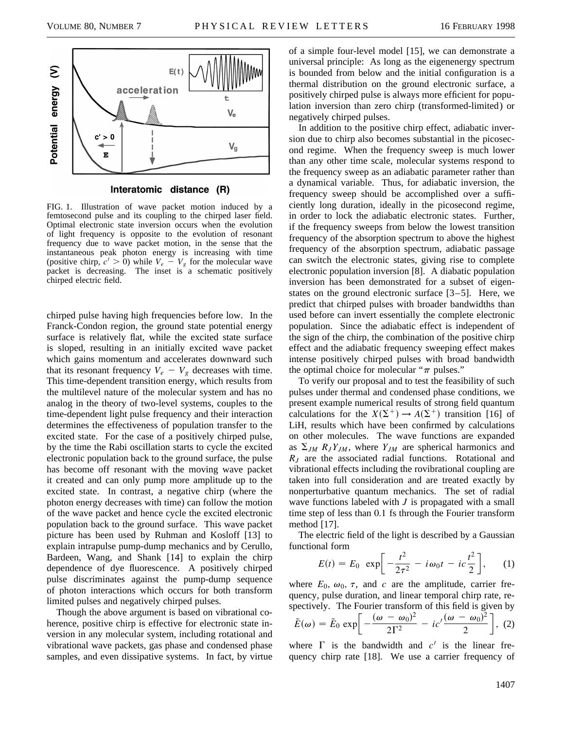FIG. 1. Illustration of wave packet motion induced by a femtosecond pulse and its coupling to the chirped laser field. Optimal electronic state inversion occurs when the evolution of light frequency is opposite to the evolution of resonant frequency due to wave packet motion, in the sense that the instantaneous peak photon energy is increasing with time (positive chirp, $c' > 0$) while $V_e - V_g$ for the molecular wave packet is decreasing. The inset is a schematic positively chirped electric field.

chirped pulse having high frequencies before low. In the Franck-Condon region, the ground state potential energy surface is relatively flat, while the excited state surface is sloped, resulting in an initially excited wave packet which gains momentum and accelerates downward such that its resonant frequency $V_e - V_g$ decreases with time. This time-dependent transition energy, which results from the multilevel nature of the molecular system and has no analog in the theory of two-level systems, couples to the time-dependent light pulse frequency and their interaction determines the effectiveness of population transfer to the excited state. For the case of a positively chirped pulse, by the time the Rabi oscillation starts to cycle the excited electronic population back to the ground surface, the pulse has become off resonant with the moving wave packet it created and can only pump more amplitude up to the excited state. In contrast, a negative chirp (where the photon energy decreases with time) can follow the motion of the wave packet and hence cycle the excited electronic population back to the ground surface. This wave packet picture has been used by Ruhman and Kosloff [13] to explain intrapulse pump-dump mechanics and by Cerullo, Bardeen, Wang, and Shank [14] to explain the chirp dependence of dye fluorescence. A positively chirped pulse discriminates against the pump-dump sequence of photon interactions which occurs for both transform limited pulses and negatively chirped pulses.

Though the above argument is based on vibrational coherence, positive chirp is effective for electronic state inversion in any molecular system, including rotational and vibrational wave packets, gas phase and condensed phase samples, and even dissipative systems. In fact, by virtue of a simple four-level model [15], we can demonstrate a universal principle: As long as the eigenenergy spectrum is bounded from below and the initial configuration is a thermal distribution on the ground electronic surface, a positively chirped pulse is always more efficient for population inversion than zero chirp (transformed-limited) or negatively chirped pulses.

In addition to the positive chirp effect, adiabatic inversion due to chirp also becomes substantial in the picosecond regime. When the frequency sweep is much lower than any other time scale, molecular systems respond to the frequency sweep as an adiabatic parameter rather than a dynamical variable. Thus, for adiabatic inversion, the frequency sweep should be accomplished over a sufficiently long duration, ideally in the picosecond regime, in order to lock the adiabatic electronic states. Further, if the frequency sweeps from below the lowest transition frequency of the absorption spectrum to above the highest frequency of the absorption spectrum, adiabatic passage can switch the electronic states, giving rise to complete electronic population inversion [8]. A diabatic population inversion has been demonstrated for a subset of eigenstates on the ground electronic surface [3–5]. Here, we predict that chirped pulses with broader bandwidths than used before can invert essentially the complete electronic population. Since the adiabatic effect is independent of the sign of the chirp, the combination of the positive chirp effect and the adiabatic frequency sweeping effect makes intense positively chirped pulses with broad bandwidth the optimal choice for molecular "$\pi$ pulses."

To verify our proposal and to test the feasibility of such pulses under thermal and condensed phase conditions, we present example numerical results of strong field quantum calculations for the $X(\Sigma^+) \rightarrow A(\Sigma^+)$ transition [16] of LiH, results which have been confirmed by calculations on other molecules. The wave functions are expanded as $\Sigma_{JM} R_J Y_{JM}$, where $Y_{JM}$ are spherical harmonics and $R_J$ are the associated radial functions. Rotational and vibrational effects including the rovibrational coupling are taken into full consideration and are treated exactly by nonperturbative quantum mechanics. The set of radial wave functions labeled with $J$ is propagated with a small time step of less than 0.1 fs through the Fourier transform method [17].

The electric field of the light is described by a Gaussian functional form

$$E(t) = E_0 \exp\left[-\frac{t^2}{2\tau^2} - i\omega_0 t - ic\frac{t^2}{2}\right], \quad (1)$$

where $E_0$, $\omega_0$, $\tau$, and $c$ are the amplitude, carrier frequency, pulse duration, and linear temporal chirp rate, respectively. The Fourier transform of this field is given by

$$\tilde{E}(\omega) = \tilde{E}_0 \exp\left[-\frac{(\omega - \omega_0)^2}{2\Gamma^2} - ic'\frac{(\omega - \omega_0)^2}{2}\right], \quad (2)$$

where $\Gamma$ is the bandwidth and $c'$ is the linear frequency chirp rate [18]. We use a carrier frequency of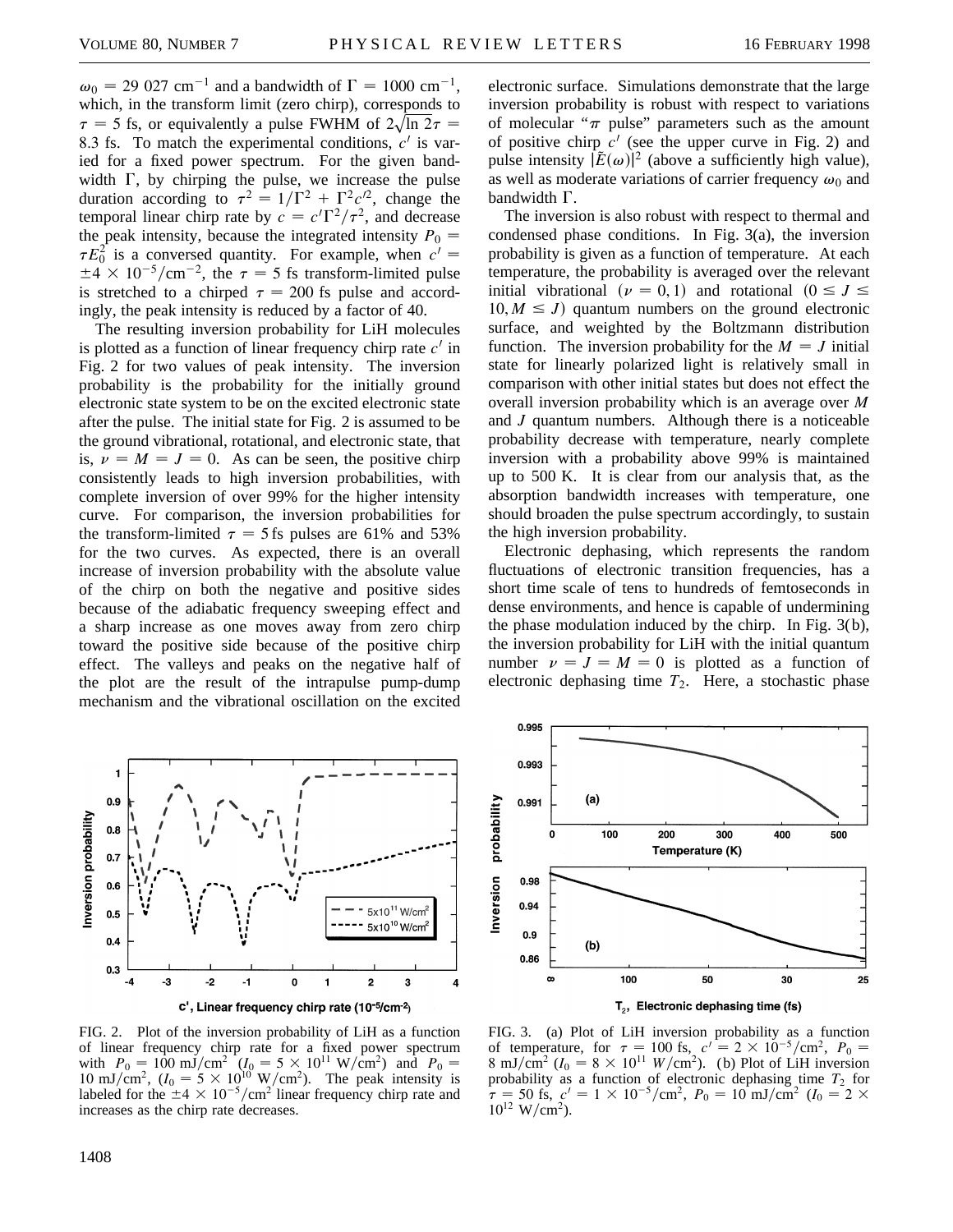$\omega_0 = 29\,027$ cm$^{-1}$ and a bandwidth of $\Gamma = 1000$ cm$^{-1}$, which, in the transform limit (zero chirp), corresponds to $\tau = 5$ fs, or equivalently a pulse FWHM of $2\sqrt{\ln 2}\tau = 8.3$ fs. To match the experimental conditions, $c'$ is varied for a fixed power spectrum. For the given bandwidth $\Gamma$, by chirping the pulse, we increase the pulse duration according to $\tau^2 = 1/\Gamma^2 + \Gamma^2 c'^2$, change the temporal linear chirp rate by $c = c'\Gamma^2/\tau^2$, and decrease the peak intensity, because the integrated intensity $P_0 = \tau E_0^2$ is a conversed quantity. For example, when $c' = \pm 4 \times 10^{-5}$/cm$^{-2}$, the $\tau = 5$ fs transform-limited pulse is stretched to a chirped $\tau = 200$ fs pulse and accordingly, the peak intensity is reduced by a factor of 40.

The resulting inversion probability for LiH molecules is plotted as a function of linear frequency chirp rate $c'$ in Fig. 2 for two values of peak intensity. The inversion probability is the probability for the initially ground electronic state system to be on the excited electronic state after the pulse. The initial state for Fig. 2 is assumed to be the ground vibrational, rotational, and electronic state, that is, $\nu = M = J = 0$. As can be seen, the positive chirp consistently leads to high inversion probabilities, with complete inversion of over 99% for the higher intensity curve. For comparison, the inversion probabilities for the transform-limited $\tau = 5$ fs pulses are 61% and 53% for the two curves. As expected, there is an overall increase of inversion probability with the absolute value of the chirp on both the negative and positive sides because of the adiabatic frequency sweeping effect and a sharp increase as one moves away from zero chirp toward the positive side because of the positive chirp effect. The valleys and peaks on the negative half of the plot are the result of the intrapulse pump-dump mechanism and the vibrational oscillation on the excited electronic surface. Simulations demonstrate that the large inversion probability is robust with respect to variations of molecular "$\pi$ pulse" parameters such as the amount of positive chirp $c'$ (see the upper curve in Fig. 2) and pulse intensity $|\tilde{E}(\omega)|^2$ (above a sufficiently high value), as well as moderate variations of carrier frequency $\omega_0$ and bandwidth $\Gamma$.

The inversion is also robust with respect to thermal and condensed phase conditions. In Fig. 3(a), the inversion probability is given as a function of temperature. At each temperature, the probability is averaged over the relevant initial vibrational ($\nu = 0, 1$) and rotational ($0 \le J \le 10, M \le J$) quantum numbers on the ground electronic surface, and weighted by the Boltzmann distribution function. The inversion probability for the $M = J$ initial state for linearly polarized light is relatively small in comparison with other initial states but does not effect the overall inversion probability which is an average over $M$ and $J$ quantum numbers. Although there is a noticeable probability decrease with temperature, nearly complete inversion with a probability above 99% is maintained up to 500 K. It is clear from our analysis that, as the absorption bandwidth increases with temperature, one should broaden the pulse spectrum accordingly, to sustain the high inversion probability.

Electronic dephasing, which represents the random fluctuations of electronic transition frequencies, has a short time scale of tens to hundreds of femtoseconds in dense environments, and hence is capable of undermining the phase modulation induced by the chirp. In Fig. 3(b), the inversion probability for LiH with the initial quantum number $\nu = J = M = 0$ is plotted as a function of electronic dephasing time $T_2$. Here, a stochastic phase

FIG. 2. Plot of the inversion probability of LiH as a function of linear frequency chirp rate for a fixed power spectrum with $P_0 = 100$ mJ/cm$^2$ ($I_0 = 5 \times 10^{11}$ W/cm$^2$) and $P_0 = 10$ mJ/cm$^2$, ($I_0 = 5 \times 10^{10}$ W/cm$^2$). The peak intensity is labeled for the $\pm 4 \times 10^{-5}$/cm$^2$ linear frequency chirp rate and increases as the chirp rate decreases.

FIG. 3. (a) Plot of LiH inversion probability as a function of temperature, for $\tau = 100$ fs, $c' = 2 \times 10^{-5}$/cm$^2$, $P_0 = 8$ mJ/cm$^2$ ($I_0 = 8 \times 10^{11}$ W/cm$^2$). (b) Plot of LiH inversion probability as a function of electronic dephasing time $T_2$ for $\tau = 50$ fs, $c' = 1 \times 10^{-5}$/cm$^2$, $P_0 = 10$ mJ/cm$^2$ ($I_0 = 2 \times 10^{12}$ W/cm$^2$).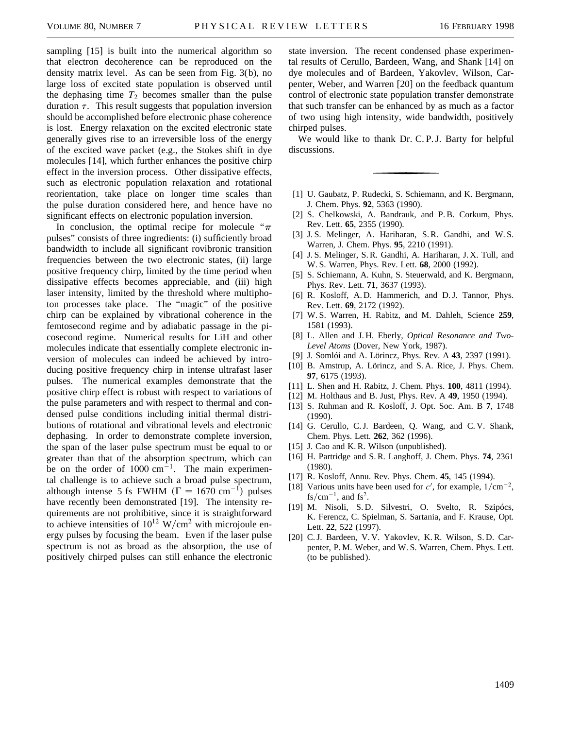sampling [15] is built into the numerical algorithm so that electron decoherence can be reproduced on the density matrix level. As can be seen from Fig. 3(b), no large loss of excited state population is observed until the dephasing time $T_2$ becomes smaller than the pulse duration $\tau$. This result suggests that population inversion should be accomplished before electronic phase coherence is lost. Energy relaxation on the excited electronic state generally gives rise to an irreversible loss of the energy of the excited wave packet (e.g., the Stokes shift in dye molecules [14], which further enhances the positive chirp effect in the inversion process. Other dissipative effects, such as electronic population relaxation and rotational reorientation, take place on longer time scales than the pulse duration considered here, and hence have no significant effects on electronic population inversion.

In conclusion, the optimal recipe for molecule "$\pi$ pulses" consists of three ingredients: (i) sufficiently broad bandwidth to include all significant rovibronic transition frequencies between the two electronic states, (ii) large positive frequency chirp, limited by the time period when dissipative effects becomes appreciable, and (iii) high laser intensity, limited by the threshold where multiphoton processes take place. The "magic" of the positive chirp can be explained by vibrational coherence in the femtosecond regime and by adiabatic passage in the picosecond regime. Numerical results for LiH and other molecules indicate that essentially complete electronic inversion of molecules can indeed be achieved by introducing positive frequency chirp in intense ultrafast laser pulses. The numerical examples demonstrate that the positive chirp effect is robust with respect to variations of the pulse parameters and with respect to thermal and condensed pulse conditions including initial thermal distributions of rotational and vibrational levels and electronic dephasing. In order to demonstrate complete inversion, the span of the laser pulse spectrum must be equal to or greater than that of the absorption spectrum, which can be on the order of $1000\ \mathrm{cm}^{-1}$. The main experimental challenge is to achieve such a broad pulse spectrum, although intense 5 fs FWHM ($\Gamma = 1670\ \mathrm{cm}^{-1}$) pulses have recently been demonstrated [19]. The intensity requirements are not prohibitive, since it is straightforward to achieve intensities of $10^{12}\ \mathrm{W/cm}^2$ with microjoule energy pulses by focusing the beam. Even if the laser pulse spectrum is not as broad as the absorption, the use of positively chirped pulses can still enhance the electronic state inversion. The recent condensed phase experimental results of Cerullo, Bardeen, Wang, and Shank [14] on dye molecules and of Bardeen, Yakovlev, Wilson, Carpenter, Weber, and Warren [20] on the feedback quantum control of electronic state population transfer demonstrate that such transfer can be enhanced by as much as a factor of two using high intensity, wide bandwidth, positively chirped pulses.

We would like to thank Dr. C. P. J. Barty for helpful discussions.

---

[1] U. Gaubatz, P. Rudecki, S. Schiemann, and K. Bergmann, J. Chem. Phys. **92**, 5363 (1990).

[2] S. Chelkowski, A. Bandrauk, and P. B. Corkum, Phys. Rev. Lett. **65**, 2355 (1990).

[3] J. S. Melinger, A. Hariharan, S. R. Gandhi, and W. S. Warren, J. Chem. Phys. **95**, 2210 (1991).

[4] J. S. Melinger, S. R. Gandhi, A. Hariharan, J. X. Tull, and W. S. Warren, Phys. Rev. Lett. **68**, 2000 (1992).

[5] S. Schiemann, A. Kuhn, S. Steuerwald, and K. Bergmann, Phys. Rev. Lett. **71**, 3637 (1993).

[6] R. Kosloff, A. D. Hammerich, and D. J. Tannor, Phys. Rev. Lett. **69**, 2172 (1992).

[7] W. S. Warren, H. Rabitz, and M. Dahleh, Science **259**, 1581 (1993).

[8] L. Allen and J. H. Eberly, *Optical Resonance and Two-Level Atoms* (Dover, New York, 1987).

[9] J. Somlói and A. Lörincz, Phys. Rev. A **43**, 2397 (1991).

[10] B. Amstrup, A. Lörincz, and S. A. Rice, J. Phys. Chem. **97**, 6175 (1993).

[11] L. Shen and H. Rabitz, J. Chem. Phys. **100**, 4811 (1994).

[12] M. Holthaus and B. Just, Phys. Rev. A **49**, 1950 (1994).

[13] S. Ruhman and R. Kosloff, J. Opt. Soc. Am. B **7**, 1748 (1990).

[14] G. Cerullo, C. J. Bardeen, Q. Wang, and C. V. Shank, Chem. Phys. Lett. **262**, 362 (1996).

[15] J. Cao and K. R. Wilson (unpublished).

[16] H. Partridge and S. R. Langhoff, J. Chem. Phys. **74**, 2361 (1980).

[17] R. Kosloff, Annu. Rev. Phys. Chem. **45**, 145 (1994).

[18] Various units have been used for $c'$, for example, $1/\mathrm{cm}^{-2}$, $\mathrm{fs}/\mathrm{cm}^{-1}$, and $\mathrm{fs}^2$.

[19] M. Nisoli, S. D. Silvestri, O. Svelto, R. Szipöcs, K. Ferencz, C. Spielman, S. Sartania, and F. Krause, Opt. Lett. **22**, 522 (1997).

[20] C. J. Bardeen, V. V. Yakovlev, K. R. Wilson, S. D. Carpenter, P. M. Weber, and W. S. Warren, Chem. Phys. Lett. (to be published).